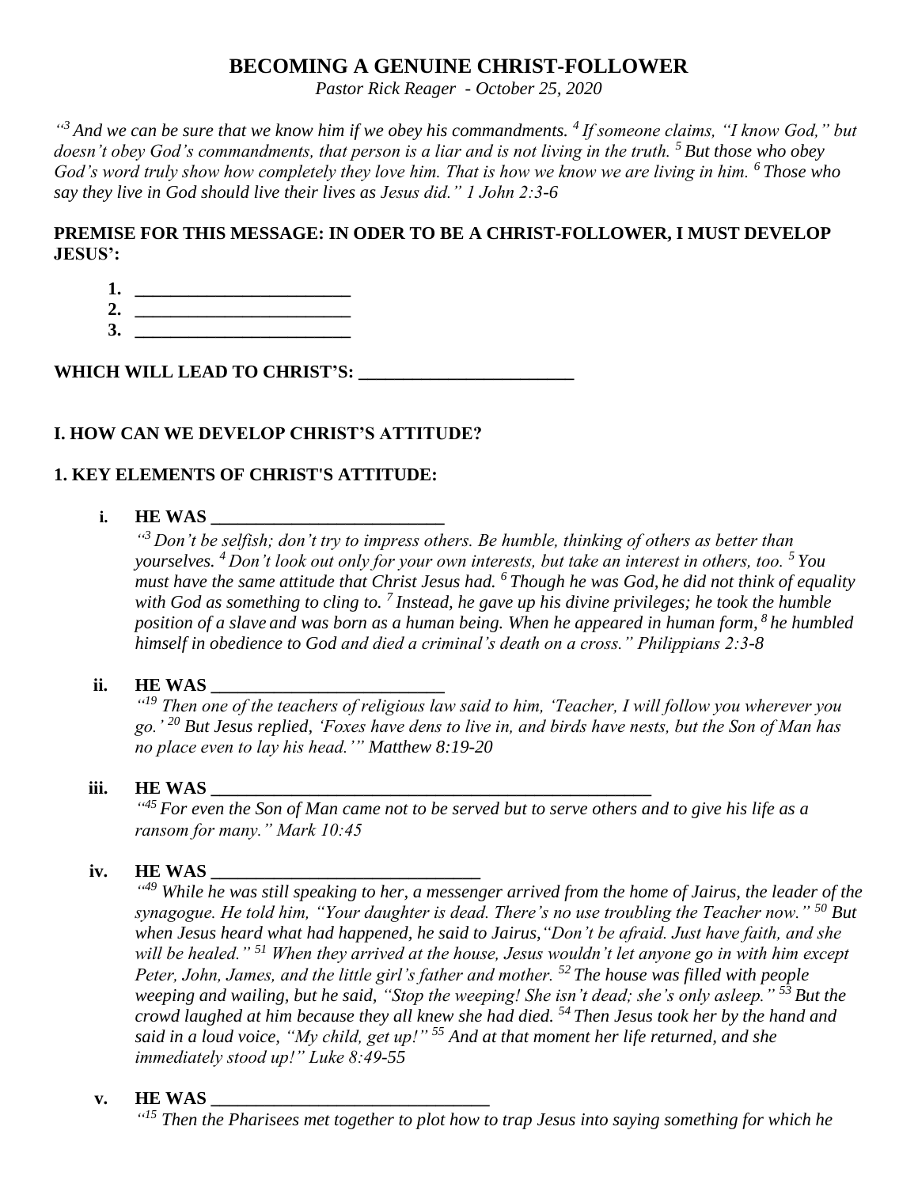# BECOMING A GENUINE CHRIST-FOLLOWER

*Pastor Rick Reager - October 25, 2020*

*"[3] And we can be sure that we know him if we obey his commandments. [4] If someone claims, "I know God," but doesn't obey God's commandments, that person is a liar and is not living in the truth. [5] But those who obey God's word truly show how completely they love him. That is how we know we are living in him. [6] Those who say they live in God should live their lives as Jesus did." 1 John 2:3-6*

**PREMISE FOR THIS MESSAGE: IN ODER TO BE A CHRIST-FOLLOWER, I MUST DEVELOP JESUS':**

1. ________________________
2. ________________________
3. ________________________

**WHICH WILL LEAD TO CHRIST'S: ________________________**

## I. HOW CAN WE DEVELOP CHRIST'S ATTITUDE?

### 1. KEY ELEMENTS OF CHRIST'S ATTITUDE:

i. **HE WAS ___________________________**

*"[3] Don't be selfish; don't try to impress others. Be humble, thinking of others as better than yourselves. [4] Don't look out only for your own interests, but take an interest in others, too. [5] You must have the same attitude that Christ Jesus had. [6] Though he was God, he did not think of equality with God as something to cling to. [7] Instead, he gave up his divine privileges; he took the humble position of a slave and was born as a human being. When he appeared in human form, [8] he humbled himself in obedience to God and died a criminal's death on a cross." Philippians 2:3-8*

ii. **HE WAS ___________________________**

*"[19] Then one of the teachers of religious law said to him, 'Teacher, I will follow you wherever you go.' [20] But Jesus replied, 'Foxes have dens to live in, and birds have nests, but the Son of Man has no place even to lay his head.'" Matthew 8:19-20*

iii. **HE WAS ____________________________________________________**

*"[45] For even the Son of Man came not to be served but to serve others and to give his life as a ransom for many." Mark 10:45*

iv. **HE WAS _______________________________**

*"[49] While he was still speaking to her, a messenger arrived from the home of Jairus, the leader of the synagogue. He told him, "Your daughter is dead. There's no use troubling the Teacher now." [50] But when Jesus heard what had happened, he said to Jairus,"Don't be afraid. Just have faith, and she will be healed." [51] When they arrived at the house, Jesus wouldn't let anyone go in with him except Peter, John, James, and the little girl's father and mother. [52] The house was filled with people weeping and wailing, but he said, "Stop the weeping! She isn't dead; she's only asleep." [53] But the crowd laughed at him because they all knew she had died. [54] Then Jesus took her by the hand and said in a loud voice, "My child, get up!" [55] And at that moment her life returned, and she immediately stood up!" Luke 8:49-55*

v. **HE WAS _______________________________**

*"[15] Then the Pharisees met together to plot how to trap Jesus into saying something for which he*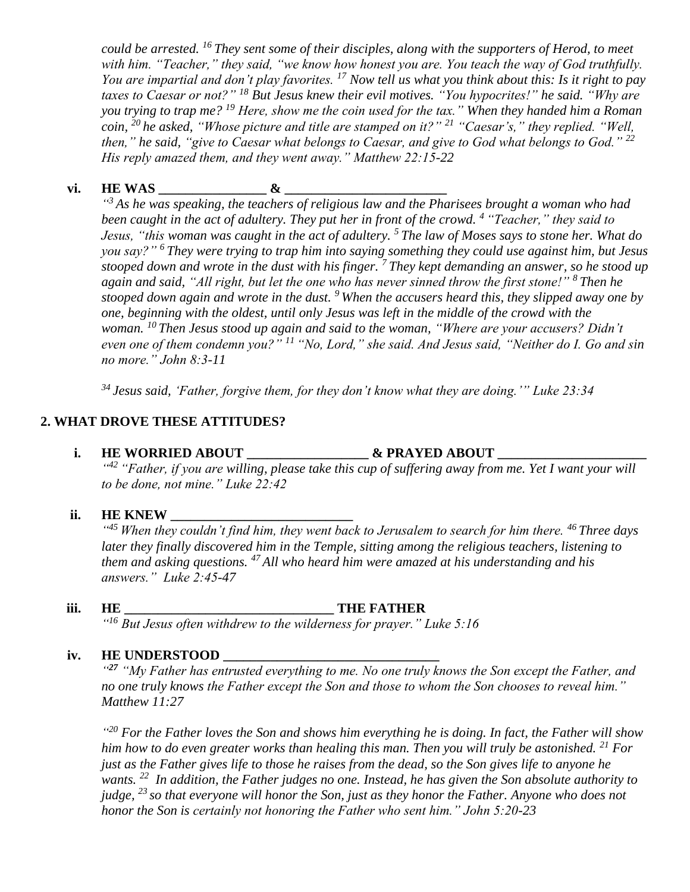*could be arrested. [16] They sent some of their disciples, along with the supporters of Herod, to meet with him. "Teacher," they said, "we know how honest you are. You teach the way of God truthfully. You are impartial and don't play favorites. [17] Now tell us what you think about this: Is it right to pay taxes to Caesar or not?" [18] But Jesus knew their evil motives. "You hypocrites!" he said. "Why are you trying to trap me? [19] Here, show me the coin used for the tax." When they handed him a Roman coin, [20] he asked, "Whose picture and title are stamped on it?" [21] "Caesar's," they replied. "Well, then," he said, "give to Caesar what belongs to Caesar, and give to God what belongs to God." [22] His reply amazed them, and they went away." Matthew 22:15-22*

**vi. HE WAS ________________ & ________________________**

*"[3] As he was speaking, the teachers of religious law and the Pharisees brought a woman who had been caught in the act of adultery. They put her in front of the crowd. [4] "Teacher," they said to Jesus, "this woman was caught in the act of adultery. [5] The law of Moses says to stone her. What do you say?" [6] They were trying to trap him into saying something they could use against him, but Jesus stooped down and wrote in the dust with his finger. [7] They kept demanding an answer, so he stood up again and said, "All right, but let the one who has never sinned throw the first stone!" [8] Then he stooped down again and wrote in the dust. [9] When the accusers heard this, they slipped away one by one, beginning with the oldest, until only Jesus was left in the middle of the crowd with the woman. [10] Then Jesus stood up again and said to the woman, "Where are your accusers? Didn't even one of them condemn you?" [11] "No, Lord," she said. And Jesus said, "Neither do I. Go and sin no more." John 8:3-11*

*[34] Jesus said, 'Father, forgive them, for they don't know what they are doing.'" Luke 23:34*

## 2. WHAT DROVE THESE ATTITUDES?

**i. HE WORRIED ABOUT __________________ & PRAYED ABOUT ______________________**

*"[42] "Father, if you are willing, please take this cup of suffering away from me. Yet I want your will to be done, not mine." Luke 22:42*

**ii. HE KNEW ___________________________**

*"[45] When they couldn't find him, they went back to Jerusalem to search for him there. [46] Three days later they finally discovered him in the Temple, sitting among the religious teachers, listening to them and asking questions. [47] All who heard him were amazed at his understanding and his answers." Luke 2:45-47*

**iii. HE ______________________________ THE FATHER**

*"[16] But Jesus often withdrew to the wilderness for prayer." Luke 5:16*

**iv. HE UNDERSTOOD ________________________________**

*"[27] "My Father has entrusted everything to me. No one truly knows the Son except the Father, and no one truly knows the Father except the Son and those to whom the Son chooses to reveal him." Matthew 11:27*

*"[20] For the Father loves the Son and shows him everything he is doing. In fact, the Father will show him how to do even greater works than healing this man. Then you will truly be astonished. [21] For just as the Father gives life to those he raises from the dead, so the Son gives life to anyone he wants. [22] In addition, the Father judges no one. Instead, he has given the Son absolute authority to judge, [23] so that everyone will honor the Son, just as they honor the Father. Anyone who does not honor the Son is certainly not honoring the Father who sent him." John 5:20-23*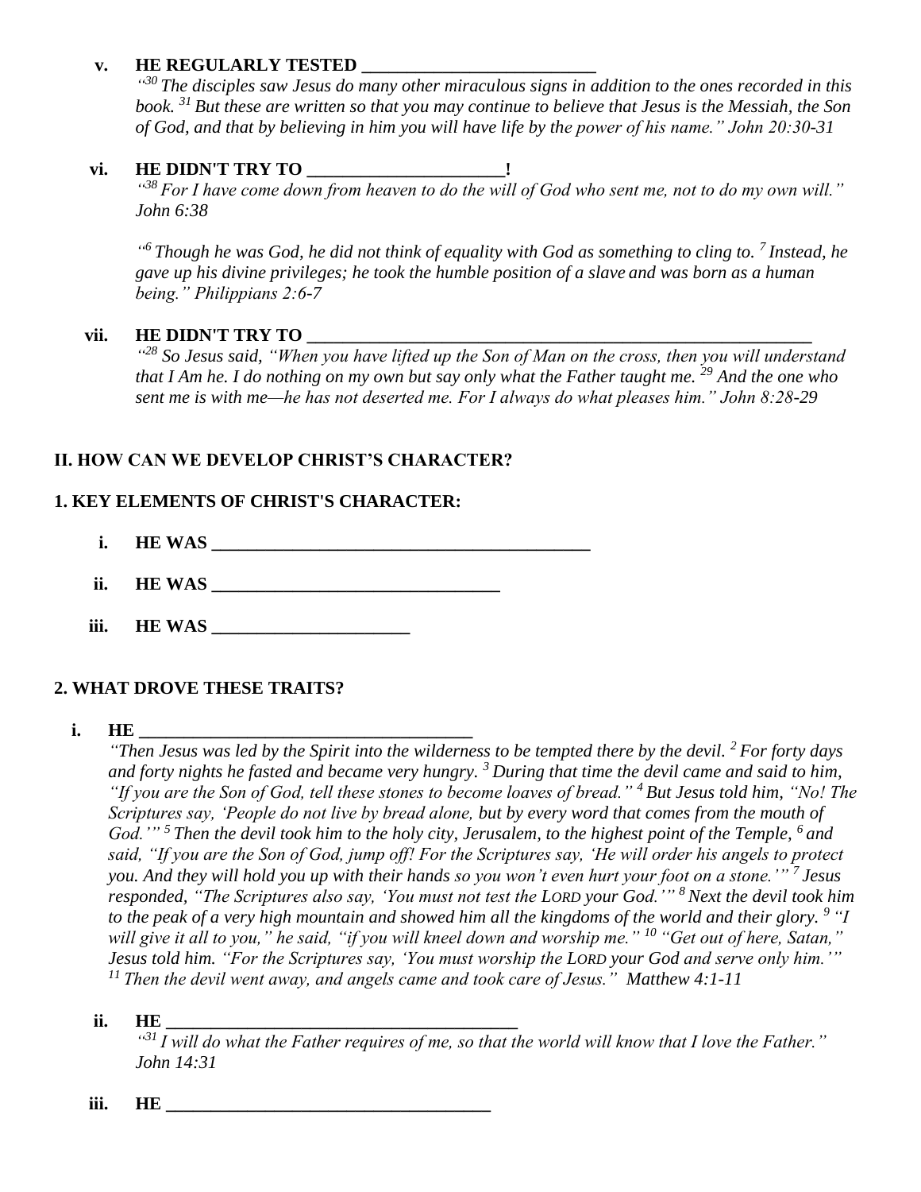v. **HE REGULARLY TESTED \_\_\_\_\_\_\_\_\_\_\_\_\_\_\_\_\_\_\_\_\_\_\_\_\_\_**

*"[30] The disciples saw Jesus do many other miraculous signs in addition to the ones recorded in this book. [31] But these are written so that you may continue to believe that Jesus is the Messiah, the Son of God, and that by believing in him you will have life by the power of his name." John 20:30-31*

vi. **HE DIDN'T TRY TO \_\_\_\_\_\_\_\_\_\_\_\_\_\_\_\_\_\_\_\_\_\_!**

*"[38] For I have come down from heaven to do the will of God who sent me, not to do my own will." John 6:38*

*"[6] Though he was God, he did not think of equality with God as something to cling to. [7] Instead, he gave up his divine privileges; he took the humble position of a slave and was born as a human being." Philippians 2:6-7*

vii. **HE DIDN'T TRY TO \_\_\_\_\_\_\_\_\_\_\_\_\_\_\_\_\_\_\_\_\_\_\_\_\_\_\_\_\_\_\_\_\_\_\_\_\_\_\_\_\_\_\_\_\_\_\_\_\_\_\_\_\_\_\_\_\_\_**

*"[28] So Jesus said, "When you have lifted up the Son of Man on the cross, then you will understand that I Am he. I do nothing on my own but say only what the Father taught me. [29] And the one who sent me is with me—he has not deserted me. For I always do what pleases him." John 8:28-29*

## II. HOW CAN WE DEVELOP CHRIST'S CHARACTER?

### 1. KEY ELEMENTS OF CHRIST'S CHARACTER:

i. **HE WAS \_\_\_\_\_\_\_\_\_\_\_\_\_\_\_\_\_\_\_\_\_\_\_\_\_\_\_\_\_\_\_\_\_\_\_\_\_\_\_\_\_\_\_\_**

ii. **HE WAS \_\_\_\_\_\_\_\_\_\_\_\_\_\_\_\_\_\_\_\_\_\_\_\_\_\_\_\_\_\_\_\_\_\_**

iii. **HE WAS \_\_\_\_\_\_\_\_\_\_\_\_\_\_\_\_\_\_\_\_\_\_\_**

### 2. WHAT DROVE THESE TRAITS?

i. **HE \_\_\_\_\_\_\_\_\_\_\_\_\_\_\_\_\_\_\_\_\_\_\_\_\_\_\_\_\_\_\_\_\_\_\_\_\_\_**

*"Then Jesus was led by the Spirit into the wilderness to be tempted there by the devil. [2] For forty days and forty nights he fasted and became very hungry. [3] During that time the devil came and said to him, "If you are the Son of God, tell these stones to become loaves of bread." [4] But Jesus told him, "No! The Scriptures say, 'People do not live by bread alone, but by every word that comes from the mouth of God.'" [5] Then the devil took him to the holy city, Jerusalem, to the highest point of the Temple, [6] and said, "If you are the Son of God, jump off! For the Scriptures say, 'He will order his angels to protect you. And they will hold you up with their hands so you won't even hurt your foot on a stone.'" [7] Jesus responded, "The Scriptures also say, 'You must not test the LORD your God.'" [8] Next the devil took him to the peak of a very high mountain and showed him all the kingdoms of the world and their glory. [9] "I will give it all to you," he said, "if you will kneel down and worship me." [10] "Get out of here, Satan," Jesus told him. "For the Scriptures say, 'You must worship the LORD your God and serve only him.'" [11] Then the devil went away, and angels came and took care of Jesus." Matthew 4:1-11*

ii. **HE \_\_\_\_\_\_\_\_\_\_\_\_\_\_\_\_\_\_\_\_\_\_\_\_\_\_\_\_\_\_\_\_\_\_\_\_\_\_\_\_**

*"[31] I will do what the Father requires of me, so that the world will know that I love the Father." John 14:31*

iii. **HE \_\_\_\_\_\_\_\_\_\_\_\_\_\_\_\_\_\_\_\_\_\_\_\_\_\_\_\_\_\_\_\_\_\_\_\_\_**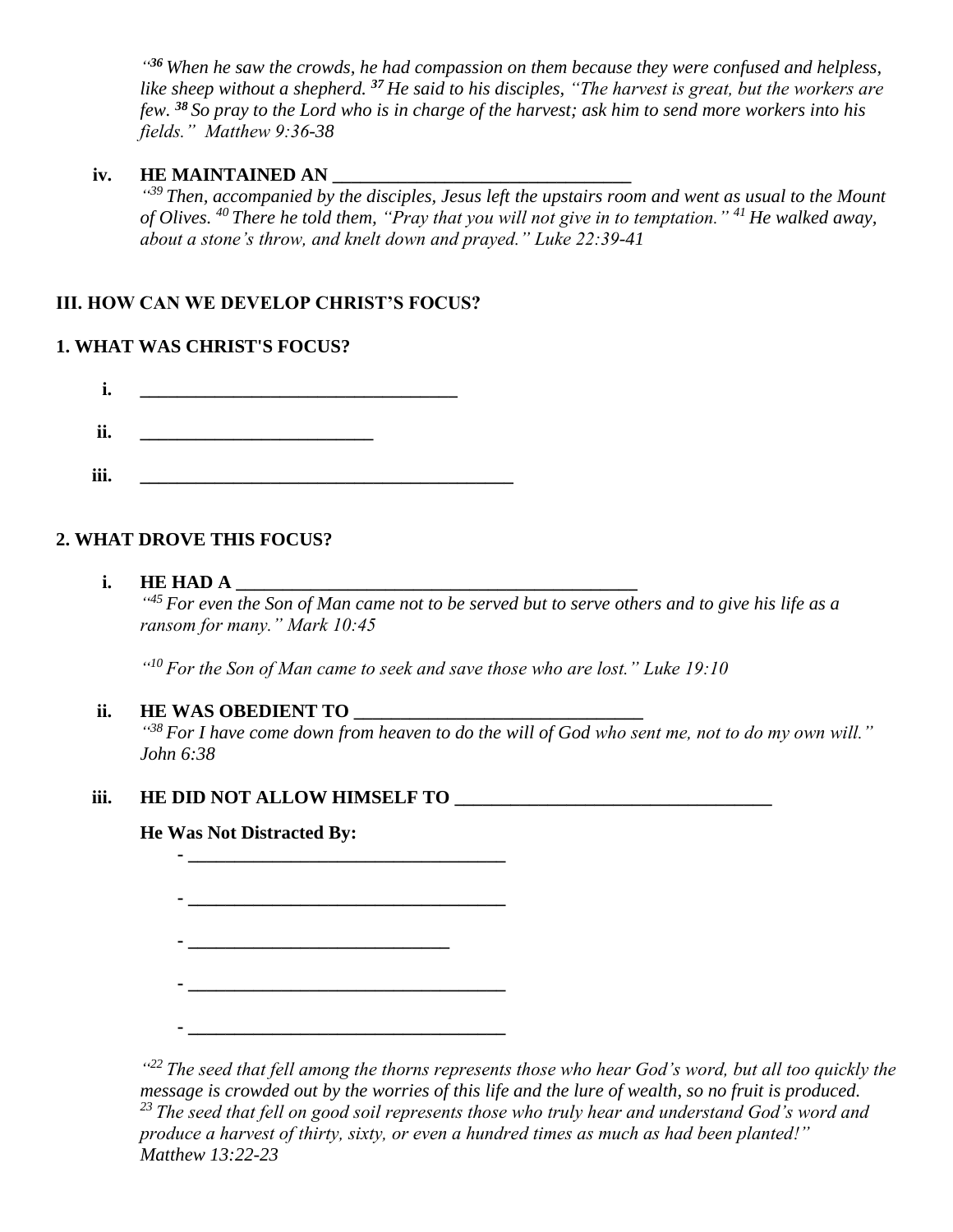*"[36] When he saw the crowds, he had compassion on them because they were confused and helpless, like sheep without a shepherd. [37] He said to his disciples, "The harvest is great, but the workers are few. [38] So pray to the Lord who is in charge of the harvest; ask him to send more workers into his fields." Matthew 9:36-38*

**iv. HE MAINTAINED AN ________________________________**

*"[39] Then, accompanied by the disciples, Jesus left the upstairs room and went as usual to the Mount of Olives. [40] There he told them, "Pray that you will not give in to temptation." [41] He walked away, about a stone's throw, and knelt down and prayed." Luke 22:39-41*

## III. HOW CAN WE DEVELOP CHRIST'S FOCUS?

### 1. WHAT WAS CHRIST'S FOCUS?

**i.** ___________________________________

**ii.** _________________________

**iii.** _________________________________________

### 2. WHAT DROVE THIS FOCUS?

**i. HE HAD A ____________________________________________**

*"[45] For even the Son of Man came not to be served but to serve others and to give his life as a ransom for many." Mark 10:45*

*"[10] For the Son of Man came to seek and save those who are lost." Luke 19:10*

**ii. HE WAS OBEDIENT TO ________________________________**

*"[38] For I have come down from heaven to do the will of God who sent me, not to do my own will." John 6:38*

**iii. HE DID NOT ALLOW HIMSELF TO __________________________________**

**He Was Not Distracted By:**

- ___________________________________
- ___________________________________
- _____________________________
- ___________________________________
- ___________________________________

*"[22] The seed that fell among the thorns represents those who hear God's word, but all too quickly the message is crowded out by the worries of this life and the lure of wealth, so no fruit is produced. [23] The seed that fell on good soil represents those who truly hear and understand God's word and produce a harvest of thirty, sixty, or even a hundred times as much as had been planted!" Matthew 13:22-23*